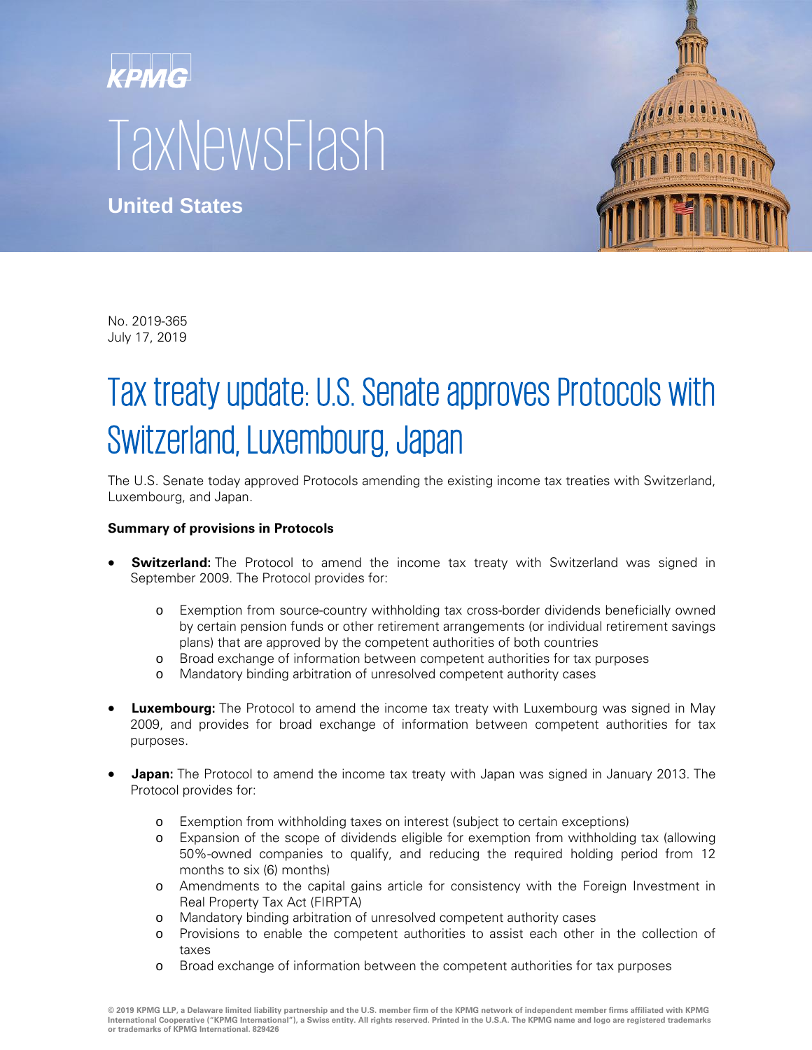KPMG

TaxNewsFlash

**United States**

No. 2019-365
July 17, 2019

# Tax treaty update: U.S. Senate approves Protocols with Switzerland, Luxembourg, Japan

The U.S. Senate today approved Protocols amending the existing income tax treaties with Switzerland, Luxembourg, and Japan.

**Summary of provisions in Protocols**

- **Switzerland:** The Protocol to amend the income tax treaty with Switzerland was signed in September 2009. The Protocol provides for:
  - Exemption from source-country withholding tax cross-border dividends beneficially owned by certain pension funds or other retirement arrangements (or individual retirement savings plans) that are approved by the competent authorities of both countries
  - Broad exchange of information between competent authorities for tax purposes
  - Mandatory binding arbitration of unresolved competent authority cases
- **Luxembourg:** The Protocol to amend the income tax treaty with Luxembourg was signed in May 2009, and provides for broad exchange of information between competent authorities for tax purposes.
- **Japan:** The Protocol to amend the income tax treaty with Japan was signed in January 2013. The Protocol provides for:
  - Exemption from withholding taxes on interest (subject to certain exceptions)
  - Expansion of the scope of dividends eligible for exemption from withholding tax (allowing 50%-owned companies to qualify, and reducing the required holding period from 12 months to six (6) months)
  - Amendments to the capital gains article for consistency with the Foreign Investment in Real Property Tax Act (FIRPTA)
  - Mandatory binding arbitration of unresolved competent authority cases
  - Provisions to enable the competent authorities to assist each other in the collection of taxes
  - Broad exchange of information between the competent authorities for tax purposes

© 2019 KPMG LLP, a Delaware limited liability partnership and the U.S. member firm of the KPMG network of independent member firms affiliated with KPMG International Cooperative ("KPMG International"), a Swiss entity. All rights reserved. Printed in the U.S.A. The KPMG name and logo are registered trademarks or trademarks of KPMG International. 829426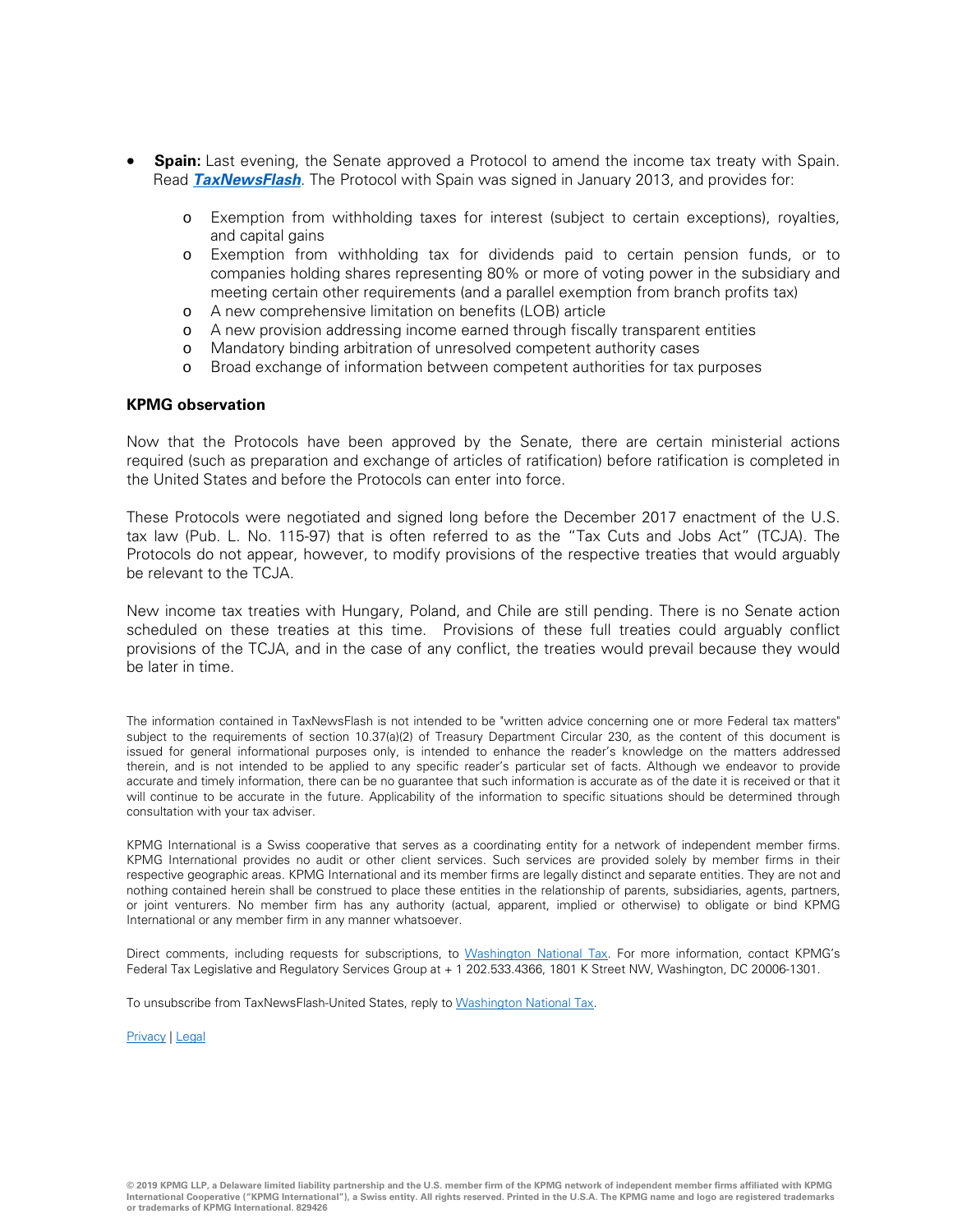- **Spain:** Last evening, the Senate approved a Protocol to amend the income tax treaty with Spain. Read ***TaxNewsFlash***. The Protocol with Spain was signed in January 2013, and provides for:
    - Exemption from withholding taxes for interest (subject to certain exceptions), royalties, and capital gains
    - Exemption from withholding tax for dividends paid to certain pension funds, or to companies holding shares representing 80% or more of voting power in the subsidiary and meeting certain other requirements (and a parallel exemption from branch profits tax)
    - A new comprehensive limitation on benefits (LOB) article
    - A new provision addressing income earned through fiscally transparent entities
    - Mandatory binding arbitration of unresolved competent authority cases
    - Broad exchange of information between competent authorities for tax purposes

**KPMG observation**

Now that the Protocols have been approved by the Senate, there are certain ministerial actions required (such as preparation and exchange of articles of ratification) before ratification is completed in the United States and before the Protocols can enter into force.

These Protocols were negotiated and signed long before the December 2017 enactment of the U.S. tax law (Pub. L. No. 115-97) that is often referred to as the "Tax Cuts and Jobs Act" (TCJA). The Protocols do not appear, however, to modify provisions of the respective treaties that would arguably be relevant to the TCJA.

New income tax treaties with Hungary, Poland, and Chile are still pending. There is no Senate action scheduled on these treaties at this time. Provisions of these full treaties could arguably conflict provisions of the TCJA, and in the case of any conflict, the treaties would prevail because they would be later in time.

The information contained in TaxNewsFlash is not intended to be "written advice concerning one or more Federal tax matters" subject to the requirements of section 10.37(a)(2) of Treasury Department Circular 230, as the content of this document is issued for general informational purposes only, is intended to enhance the reader's knowledge on the matters addressed therein, and is not intended to be applied to any specific reader's particular set of facts. Although we endeavor to provide accurate and timely information, there can be no guarantee that such information is accurate as of the date it is received or that it will continue to be accurate in the future. Applicability of the information to specific situations should be determined through consultation with your tax adviser.

KPMG International is a Swiss cooperative that serves as a coordinating entity for a network of independent member firms. KPMG International provides no audit or other client services. Such services are provided solely by member firms in their respective geographic areas. KPMG International and its member firms are legally distinct and separate entities. They are not and nothing contained herein shall be construed to place these entities in the relationship of parents, subsidiaries, agents, partners, or joint venturers. No member firm has any authority (actual, apparent, implied or otherwise) to obligate or bind KPMG International or any member firm in any manner whatsoever.

Direct comments, including requests for subscriptions, to Washington National Tax. For more information, contact KPMG's Federal Tax Legislative and Regulatory Services Group at + 1 202.533.4366, 1801 K Street NW, Washington, DC 20006-1301.

To unsubscribe from TaxNewsFlash-United States, reply to Washington National Tax.

Privacy | Legal

© 2019 KPMG LLP, a Delaware limited liability partnership and the U.S. member firm of the KPMG network of independent member firms affiliated with KPMG International Cooperative ("KPMG International"), a Swiss entity. All rights reserved. Printed in the U.S.A. The KPMG name and logo are registered trademarks or trademarks of KPMG International. 829426